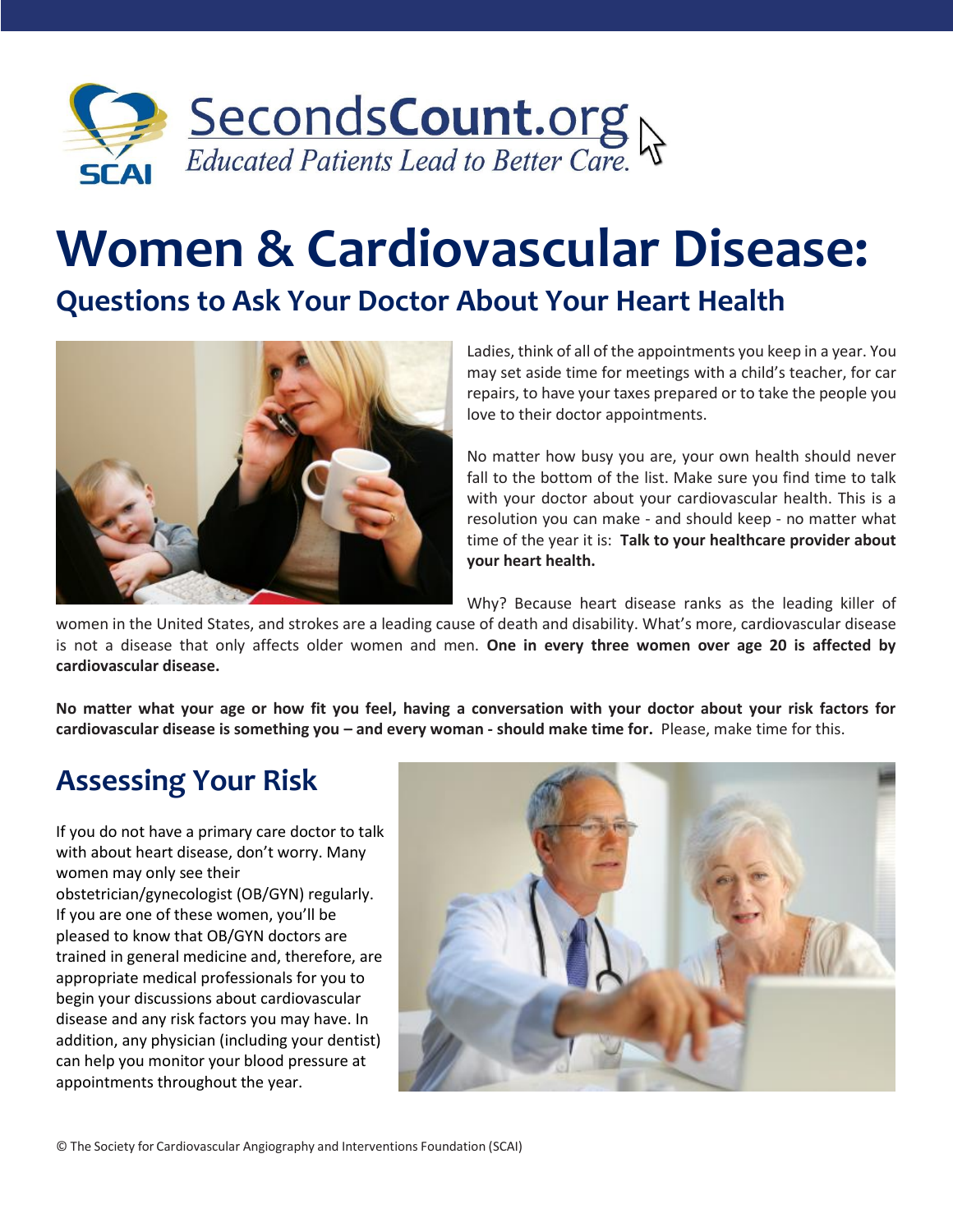SecondsCount.org
*Educated Patients Lead to Better Care.*

# Women & Cardiovascular Disease:

## Questions to Ask Your Doctor About Your Heart Health

Ladies, think of all of the appointments you keep in a year. You may set aside time for meetings with a child's teacher, for car repairs, to have your taxes prepared or to take the people you love to their doctor appointments.

No matter how busy you are, your own health should never fall to the bottom of the list. Make sure you find time to talk with your doctor about your cardiovascular health. This is a resolution you can make - and should keep - no matter what time of the year it is: **Talk to your healthcare provider about your heart health.**

Why? Because heart disease ranks as the leading killer of women in the United States, and strokes are a leading cause of death and disability. What's more, cardiovascular disease is not a disease that only affects older women and men. **One in every three women over age 20 is affected by cardiovascular disease.**

**No matter what your age or how fit you feel, having a conversation with your doctor about your risk factors for cardiovascular disease is something you – and every woman - should make time for.** Please, make time for this.

## Assessing Your Risk

If you do not have a primary care doctor to talk with about heart disease, don't worry. Many women may only see their obstetrician/gynecologist (OB/GYN) regularly. If you are one of these women, you'll be pleased to know that OB/GYN doctors are trained in general medicine and, therefore, are appropriate medical professionals for you to begin your discussions about cardiovascular disease and any risk factors you may have. In addition, any physician (including your dentist) can help you monitor your blood pressure at appointments throughout the year.

© The Society for Cardiovascular Angiography and Interventions Foundation (SCAI)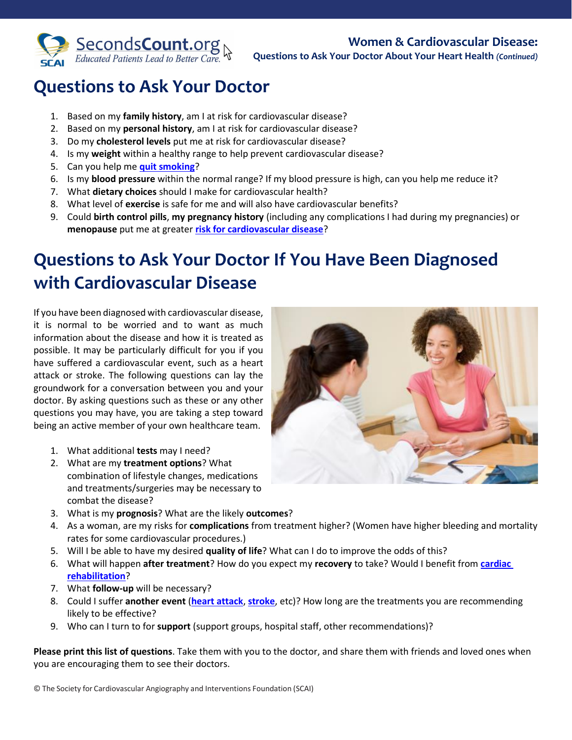# Questions to Ask Your Doctor

1. Based on my **family history**, am I at risk for cardiovascular disease?
2. Based on my **personal history**, am I at risk for cardiovascular disease?
3. Do my **cholesterol levels** put me at risk for cardiovascular disease?
4. Is my **weight** within a healthy range to help prevent cardiovascular disease?
5. Can you help me **quit smoking**?
6. Is my **blood pressure** within the normal range? If my blood pressure is high, can you help me reduce it?
7. What **dietary choices** should I make for cardiovascular health?
8. What level of **exercise** is safe for me and will also have cardiovascular benefits?
9. Could **birth control pills**, **my pregnancy history** (including any complications I had during my pregnancies) or **menopause** put me at greater **risk for cardiovascular disease**?

# Questions to Ask Your Doctor If You Have Been Diagnosed with Cardiovascular Disease

If you have been diagnosed with cardiovascular disease, it is normal to be worried and to want as much information about the disease and how it is treated as possible. It may be particularly difficult for you if you have suffered a cardiovascular event, such as a heart attack or stroke. The following questions can lay the groundwork for a conversation between you and your doctor. By asking questions such as these or any other questions you may have, you are taking a step toward being an active member of your own healthcare team.

1. What additional **tests** may I need?
2. What are my **treatment options**? What combination of lifestyle changes, medications and treatments/surgeries may be necessary to combat the disease?
3. What is my **prognosis**? What are the likely **outcomes**?
4. As a woman, are my risks for **complications** from treatment higher? (Women have higher bleeding and mortality rates for some cardiovascular procedures.)
5. Will I be able to have my desired **quality of life**? What can I do to improve the odds of this?
6. What will happen **after treatment**? How do you expect my **recovery** to take? Would I benefit from **cardiac rehabilitation**?
7. What **follow-up** will be necessary?
8. Could I suffer **another event** (**heart attack**, **stroke**, etc)? How long are the treatments you are recommending likely to be effective?
9. Who can I turn to for **support** (support groups, hospital staff, other recommendations)?

**Please print this list of questions**. Take them with you to the doctor, and share them with friends and loved ones when you are encouraging them to see their doctors.

© The Society for Cardiovascular Angiography and Interventions Foundation (SCAI)